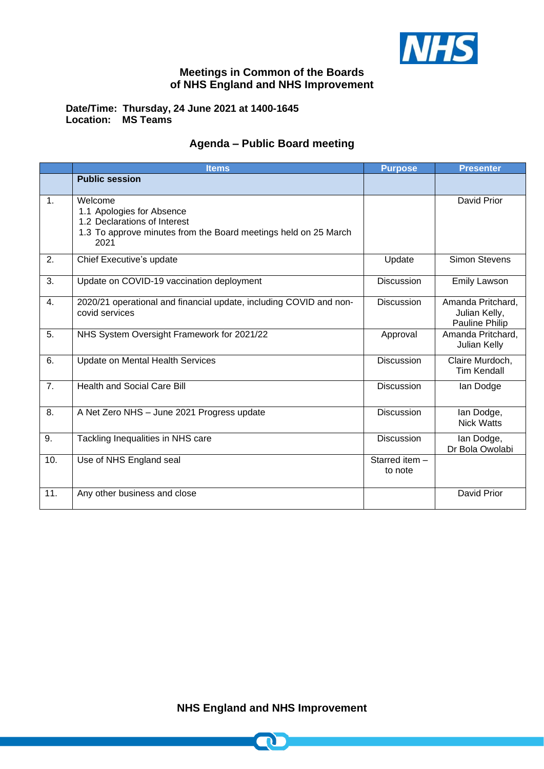# Meetings in Common of the Boards of NHS England and NHS Improvement

**Date/Time: Thursday, 24 June 2021 at 1400-1645**
**Location: MS Teams**

## Agenda – Public Board meeting

| | Items | Purpose | Presenter |
|---|---|---|---|
| | **Public session** | | |
| 1. | Welcome<br>1.1 Apologies for Absence<br>1.2 Declarations of Interest<br>1.3 To approve minutes from the Board meetings held on 25 March 2021 | | David Prior |
| 2. | Chief Executive's update | Update | Simon Stevens |
| 3. | Update on COVID-19 vaccination deployment | Discussion | Emily Lawson |
| 4. | 2020/21 operational and financial update, including COVID and non-covid services | Discussion | Amanda Pritchard, Julian Kelly, Pauline Philip |
| 5. | NHS System Oversight Framework for 2021/22 | Approval | Amanda Pritchard, Julian Kelly |
| 6. | Update on Mental Health Services | Discussion | Claire Murdoch, Tim Kendall |
| 7. | Health and Social Care Bill | Discussion | Ian Dodge |
| 8. | A Net Zero NHS – June 2021 Progress update | Discussion | Ian Dodge, Nick Watts |
| 9. | Tackling Inequalities in NHS care | Discussion | Ian Dodge, Dr Bola Owolabi |
| 10. | Use of NHS England seal | Starred item – to note | |
| 11. | Any other business and close | | David Prior |

**NHS England and NHS Improvement**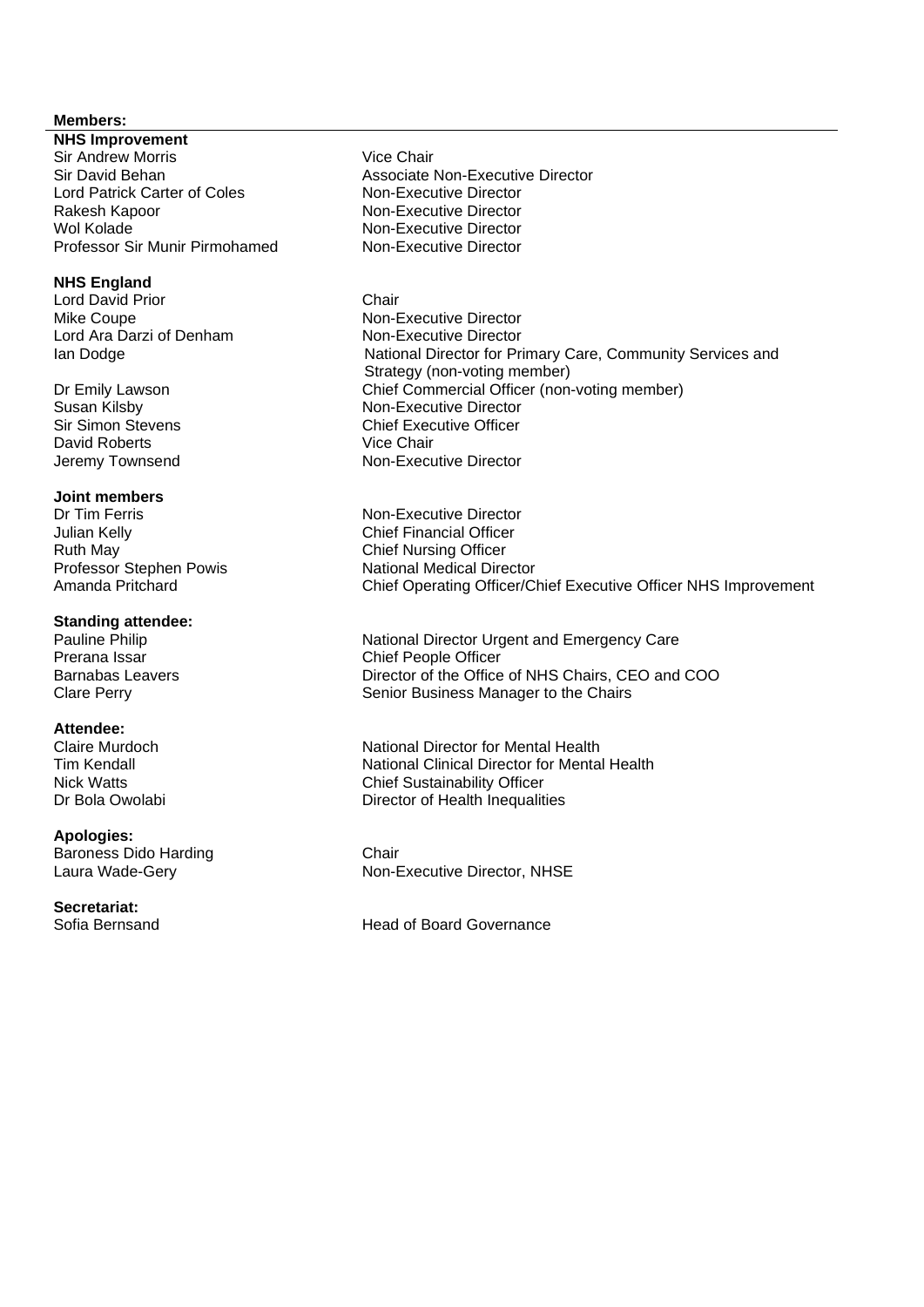**Members:**

**NHS Improvement**

| | |
|---|---|
| Sir Andrew Morris | Vice Chair |
| Sir David Behan | Associate Non-Executive Director |
| Lord Patrick Carter of Coles | Non-Executive Director |
| Rakesh Kapoor | Non-Executive Director |
| Wol Kolade | Non-Executive Director |
| Professor Sir Munir Pirmohamed | Non-Executive Director |

**NHS England**

| | |
|---|---|
| Lord David Prior | Chair |
| Mike Coupe | Non-Executive Director |
| Lord Ara Darzi of Denham | Non-Executive Director |
| Ian Dodge | National Director for Primary Care, Community Services and Strategy (non-voting member) |
| Dr Emily Lawson | Chief Commercial Officer (non-voting member) |
| Susan Kilsby | Non-Executive Director |
| Sir Simon Stevens | Chief Executive Officer |
| David Roberts | Vice Chair |
| Jeremy Townsend | Non-Executive Director |

**Joint members**

| | |
|---|---|
| Dr Tim Ferris | Non-Executive Director |
| Julian Kelly | Chief Financial Officer |
| Ruth May | Chief Nursing Officer |
| Professor Stephen Powis | National Medical Director |
| Amanda Pritchard | Chief Operating Officer/Chief Executive Officer NHS Improvement |

**Standing attendee:**

| | |
|---|---|
| Pauline Philip | National Director Urgent and Emergency Care |
| Prerana Issar | Chief People Officer |
| Barnabas Leavers | Director of the Office of NHS Chairs, CEO and COO |
| Clare Perry | Senior Business Manager to the Chairs |

**Attendee:**

| | |
|---|---|
| Claire Murdoch | National Director for Mental Health |
| Tim Kendall | National Clinical Director for Mental Health |
| Nick Watts | Chief Sustainability Officer |
| Dr Bola Owolabi | Director of Health Inequalities |

**Apologies:**

| | |
|---|---|
| Baroness Dido Harding | Chair |
| Laura Wade-Gery | Non-Executive Director, NHSE |

**Secretariat:**

| | |
|---|---|
| Sofia Bernsand | Head of Board Governance |